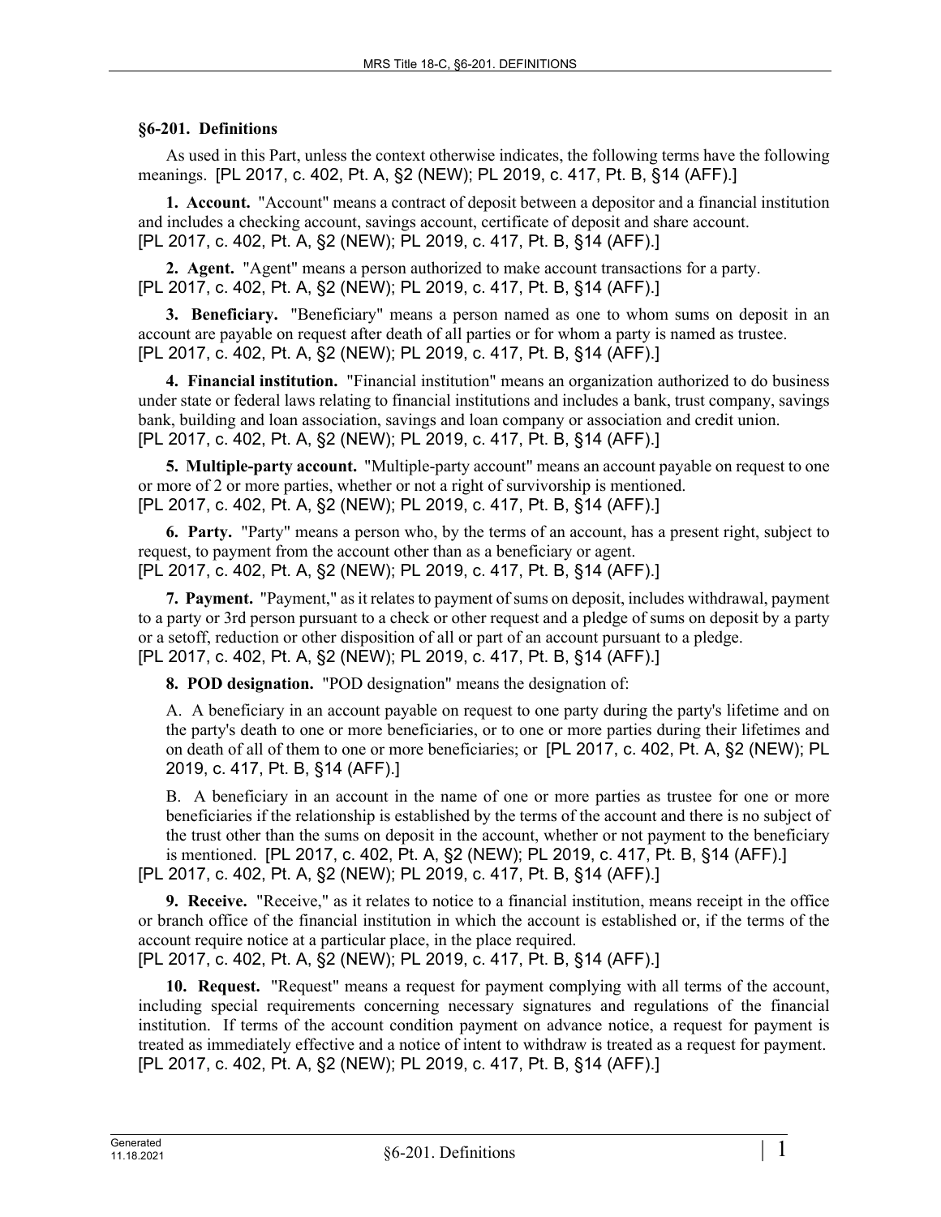## §6-201. Definitions

As used in this Part, unless the context otherwise indicates, the following terms have the following meanings. [PL 2017, c. 402, Pt. A, §2 (NEW); PL 2019, c. 417, Pt. B, §14 (AFF).]

**1. Account.** "Account" means a contract of deposit between a depositor and a financial institution and includes a checking account, savings account, certificate of deposit and share account. [PL 2017, c. 402, Pt. A, §2 (NEW); PL 2019, c. 417, Pt. B, §14 (AFF).]

**2. Agent.** "Agent" means a person authorized to make account transactions for a party. [PL 2017, c. 402, Pt. A, §2 (NEW); PL 2019, c. 417, Pt. B, §14 (AFF).]

**3. Beneficiary.** "Beneficiary" means a person named as one to whom sums on deposit in an account are payable on request after death of all parties or for whom a party is named as trustee. [PL 2017, c. 402, Pt. A, §2 (NEW); PL 2019, c. 417, Pt. B, §14 (AFF).]

**4. Financial institution.** "Financial institution" means an organization authorized to do business under state or federal laws relating to financial institutions and includes a bank, trust company, savings bank, building and loan association, savings and loan company or association and credit union. [PL 2017, c. 402, Pt. A, §2 (NEW); PL 2019, c. 417, Pt. B, §14 (AFF).]

**5. Multiple-party account.** "Multiple-party account" means an account payable on request to one or more of 2 or more parties, whether or not a right of survivorship is mentioned. [PL 2017, c. 402, Pt. A, §2 (NEW); PL 2019, c. 417, Pt. B, §14 (AFF).]

**6. Party.** "Party" means a person who, by the terms of an account, has a present right, subject to request, to payment from the account other than as a beneficiary or agent. [PL 2017, c. 402, Pt. A, §2 (NEW); PL 2019, c. 417, Pt. B, §14 (AFF).]

**7. Payment.** "Payment," as it relates to payment of sums on deposit, includes withdrawal, payment to a party or 3rd person pursuant to a check or other request and a pledge of sums on deposit by a party or a setoff, reduction or other disposition of all or part of an account pursuant to a pledge. [PL 2017, c. 402, Pt. A, §2 (NEW); PL 2019, c. 417, Pt. B, §14 (AFF).]

**8. POD designation.** "POD designation" means the designation of:

A. A beneficiary in an account payable on request to one party during the party's lifetime and on the party's death to one or more beneficiaries, or to one or more parties during their lifetimes and on death of all of them to one or more beneficiaries; or [PL 2017, c. 402, Pt. A, §2 (NEW); PL 2019, c. 417, Pt. B, §14 (AFF).]

B. A beneficiary in an account in the name of one or more parties as trustee for one or more beneficiaries if the relationship is established by the terms of the account and there is no subject of the trust other than the sums on deposit in the account, whether or not payment to the beneficiary is mentioned. [PL 2017, c. 402, Pt. A, §2 (NEW); PL 2019, c. 417, Pt. B, §14 (AFF).]

[PL 2017, c. 402, Pt. A, §2 (NEW); PL 2019, c. 417, Pt. B, §14 (AFF).]

**9. Receive.** "Receive," as it relates to notice to a financial institution, means receipt in the office or branch office of the financial institution in which the account is established or, if the terms of the account require notice at a particular place, in the place required. [PL 2017, c. 402, Pt. A, §2 (NEW); PL 2019, c. 417, Pt. B, §14 (AFF).]

**10. Request.** "Request" means a request for payment complying with all terms of the account, including special requirements concerning necessary signatures and regulations of the financial institution. If terms of the account condition payment on advance notice, a request for payment is treated as immediately effective and a notice of intent to withdraw is treated as a request for payment. [PL 2017, c. 402, Pt. A, §2 (NEW); PL 2019, c. 417, Pt. B, §14 (AFF).]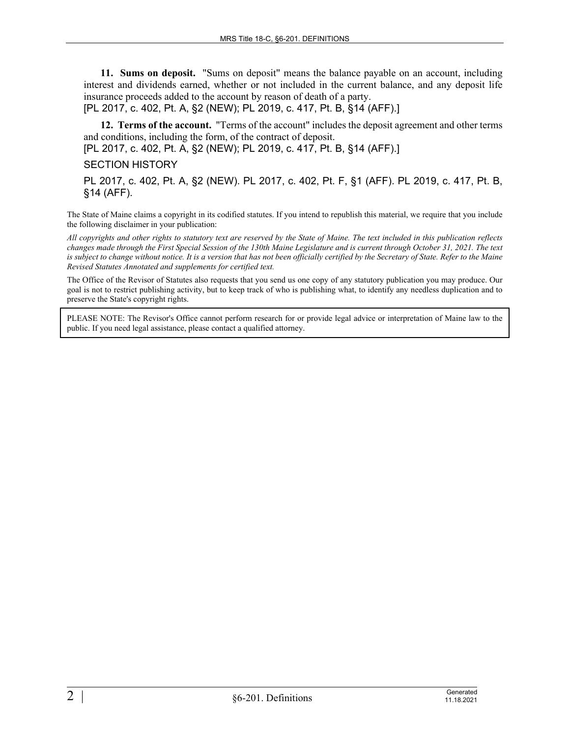**11. Sums on deposit.** "Sums on deposit" means the balance payable on an account, including interest and dividends earned, whether or not included in the current balance, and any deposit life insurance proceeds added to the account by reason of death of a party.

[PL 2017, c. 402, Pt. A, §2 (NEW); PL 2019, c. 417, Pt. B, §14 (AFF).]

**12. Terms of the account.** "Terms of the account" includes the deposit agreement and other terms and conditions, including the form, of the contract of deposit.

[PL 2017, c. 402, Pt. A, §2 (NEW); PL 2019, c. 417, Pt. B, §14 (AFF).]

SECTION HISTORY

PL 2017, c. 402, Pt. A, §2 (NEW). PL 2017, c. 402, Pt. F, §1 (AFF). PL 2019, c. 417, Pt. B, §14 (AFF).

The State of Maine claims a copyright in its codified statutes. If you intend to republish this material, we require that you include the following disclaimer in your publication:

*All copyrights and other rights to statutory text are reserved by the State of Maine. The text included in this publication reflects changes made through the First Special Session of the 130th Maine Legislature and is current through October 31, 2021. The text is subject to change without notice. It is a version that has not been officially certified by the Secretary of State. Refer to the Maine Revised Statutes Annotated and supplements for certified text.*

The Office of the Revisor of Statutes also requests that you send us one copy of any statutory publication you may produce. Our goal is not to restrict publishing activity, but to keep track of who is publishing what, to identify any needless duplication and to preserve the State's copyright rights.

PLEASE NOTE: The Revisor's Office cannot perform research for or provide legal advice or interpretation of Maine law to the public. If you need legal assistance, please contact a qualified attorney.